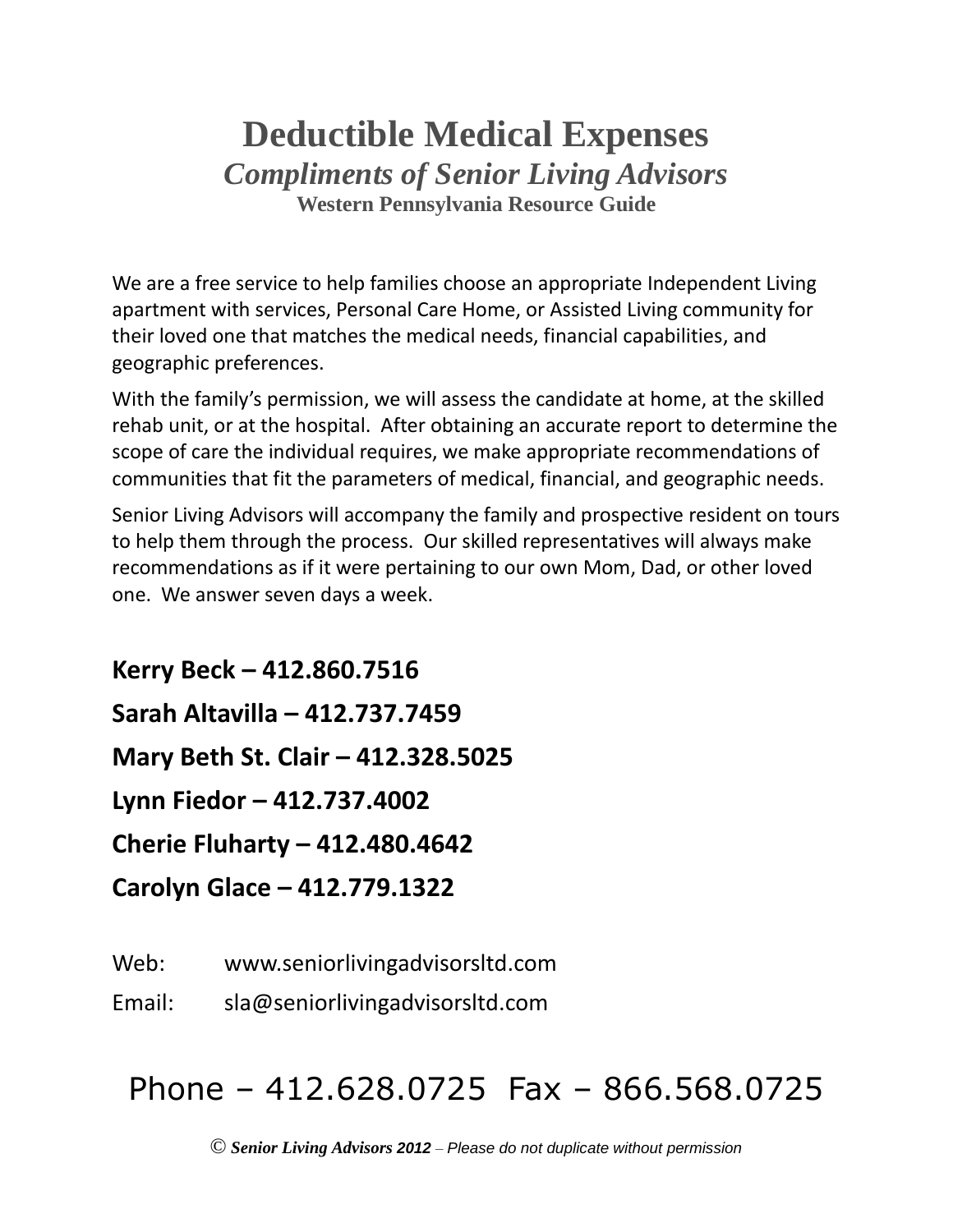# Deductible Medical Expenses

## *Compliments of Senior Living Advisors*

### Western Pennsylvania Resource Guide

We are a free service to help families choose an appropriate Independent Living apartment with services, Personal Care Home, or Assisted Living community for their loved one that matches the medical needs, financial capabilities, and geographic preferences.

With the family's permission, we will assess the candidate at home, at the skilled rehab unit, or at the hospital. After obtaining an accurate report to determine the scope of care the individual requires, we make appropriate recommendations of communities that fit the parameters of medical, financial, and geographic needs.

Senior Living Advisors will accompany the family and prospective resident on tours to help them through the process. Our skilled representatives will always make recommendations as if it were pertaining to our own Mom, Dad, or other loved one. We answer seven days a week.

**Kerry Beck – 412.860.7516**

**Sarah Altavilla – 412.737.7459**

**Mary Beth St. Clair – 412.328.5025**

**Lynn Fiedor – 412.737.4002**

**Cherie Fluharty – 412.480.4642**

**Carolyn Glace – 412.779.1322**

Web: www.seniorlivingadvisorsltd.com

Email: sla@seniorlivingadvisorsltd.com

Phone – 412.628.0725 Fax – 866.568.0725

© ***Senior Living Advisors 2012*** – *Please do not duplicate without permission*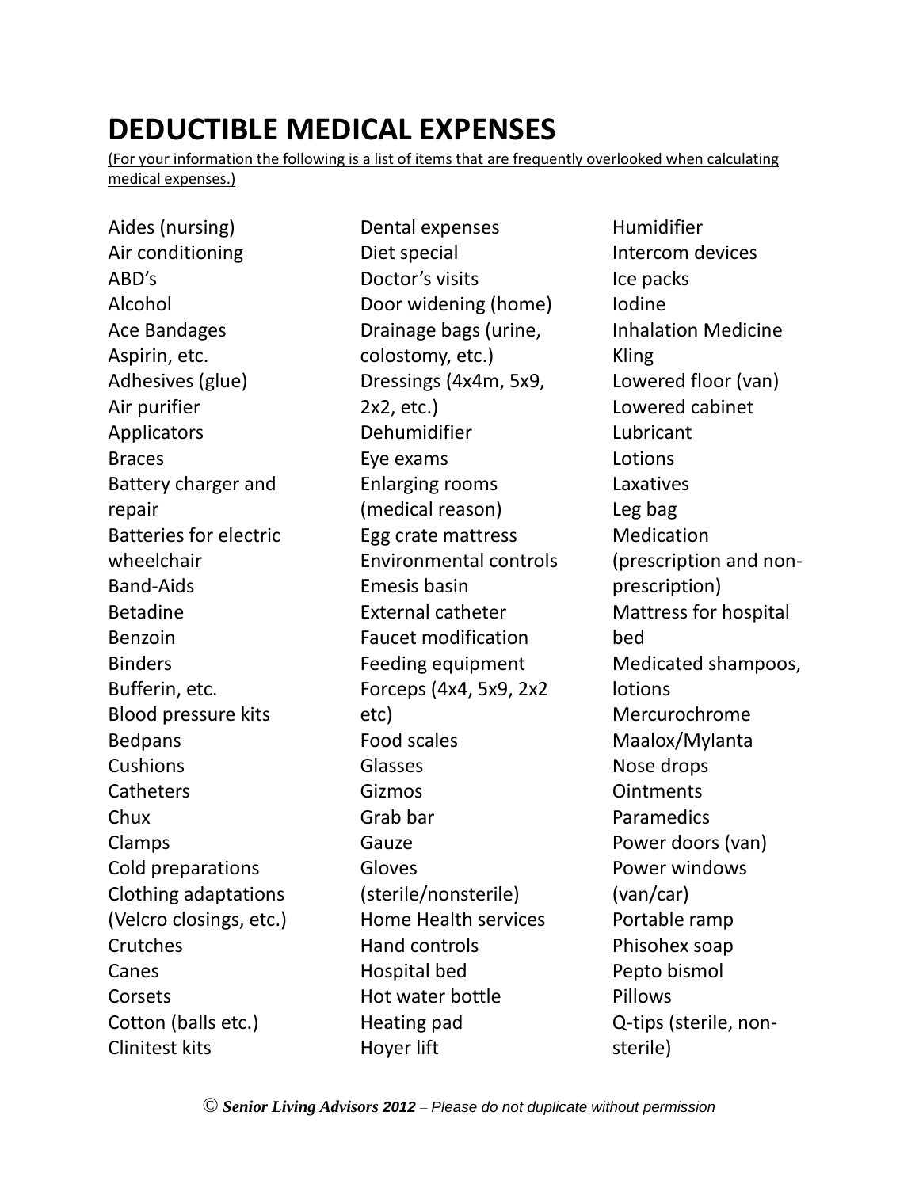# DEDUCTIBLE MEDICAL EXPENSES

(For your information the following is a list of items that are frequently overlooked when calculating medical expenses.)

Aides (nursing)
Air conditioning
ABD's
Alcohol
Ace Bandages
Aspirin, etc.
Adhesives (glue)
Air purifier
Applicators
Braces
Battery charger and repair
Batteries for electric wheelchair
Band-Aids
Betadine
Benzoin
Binders
Bufferin, etc.
Blood pressure kits
Bedpans
Cushions
Catheters
Chux
Clamps
Cold preparations
Clothing adaptations (Velcro closings, etc.)
Crutches
Canes
Corsets
Cotton (balls etc.)
Clinitest kits
Dental expenses
Diet special
Doctor's visits
Door widening (home)
Drainage bags (urine, colostomy, etc.)
Dressings (4x4m, 5x9, 2x2, etc.)
Dehumidifier
Eye exams
Enlarging rooms (medical reason)
Egg crate mattress
Environmental controls
Emesis basin
External catheter
Faucet modification
Feeding equipment
Forceps (4x4, 5x9, 2x2 etc)
Food scales
Glasses
Gizmos
Grab bar
Gauze
Gloves (sterile/nonsterile)
Home Health services
Hand controls
Hospital bed
Hot water bottle
Heating pad
Hoyer lift
Humidifier
Intercom devices
Ice packs
Iodine
Inhalation Medicine
Kling
Lowered floor (van)
Lowered cabinet
Lubricant
Lotions
Laxatives
Leg bag
Medication (prescription and non-prescription)
Mattress for hospital bed
Medicated shampoos, lotions
Mercurochrome
Maalox/Mylanta
Nose drops
Ointments
Paramedics
Power doors (van)
Power windows (van/car)
Portable ramp
Phisohex soap
Pepto bismol
Pillows
Q-tips (sterile, non-sterile)

© ***Senior Living Advisors 2012*** – *Please do not duplicate without permission*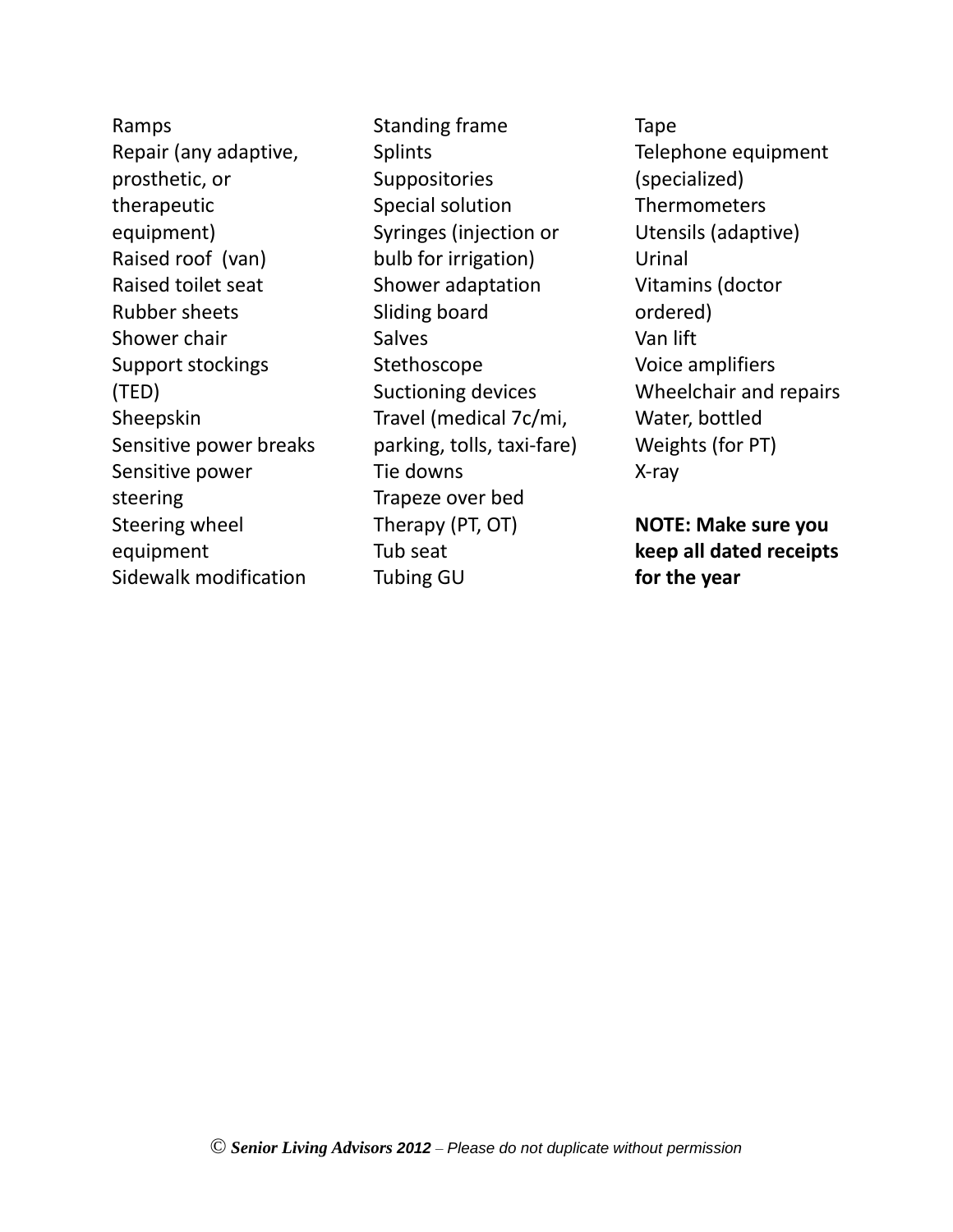Ramps
Repair (any adaptive, prosthetic, or therapeutic equipment)
Raised roof (van)
Raised toilet seat
Rubber sheets
Shower chair
Support stockings (TED)
Sheepskin
Sensitive power breaks
Sensitive power steering
Steering wheel equipment
Sidewalk modification
Standing frame
Splints
Suppositories
Special solution
Syringes (injection or bulb for irrigation)
Shower adaptation
Sliding board
Salves
Stethoscope
Suctioning devices
Travel (medical 7c/mi, parking, tolls, taxi-fare)
Tie downs
Trapeze over bed
Therapy (PT, OT)
Tub seat
Tubing GU
Tape
Telephone equipment (specialized)
Thermometers
Utensils (adaptive)
Urinal
Vitamins (doctor ordered)
Van lift
Voice amplifiers
Wheelchair and repairs
Water, bottled
Weights (for PT)
X-ray

**NOTE: Make sure you keep all dated receipts for the year**